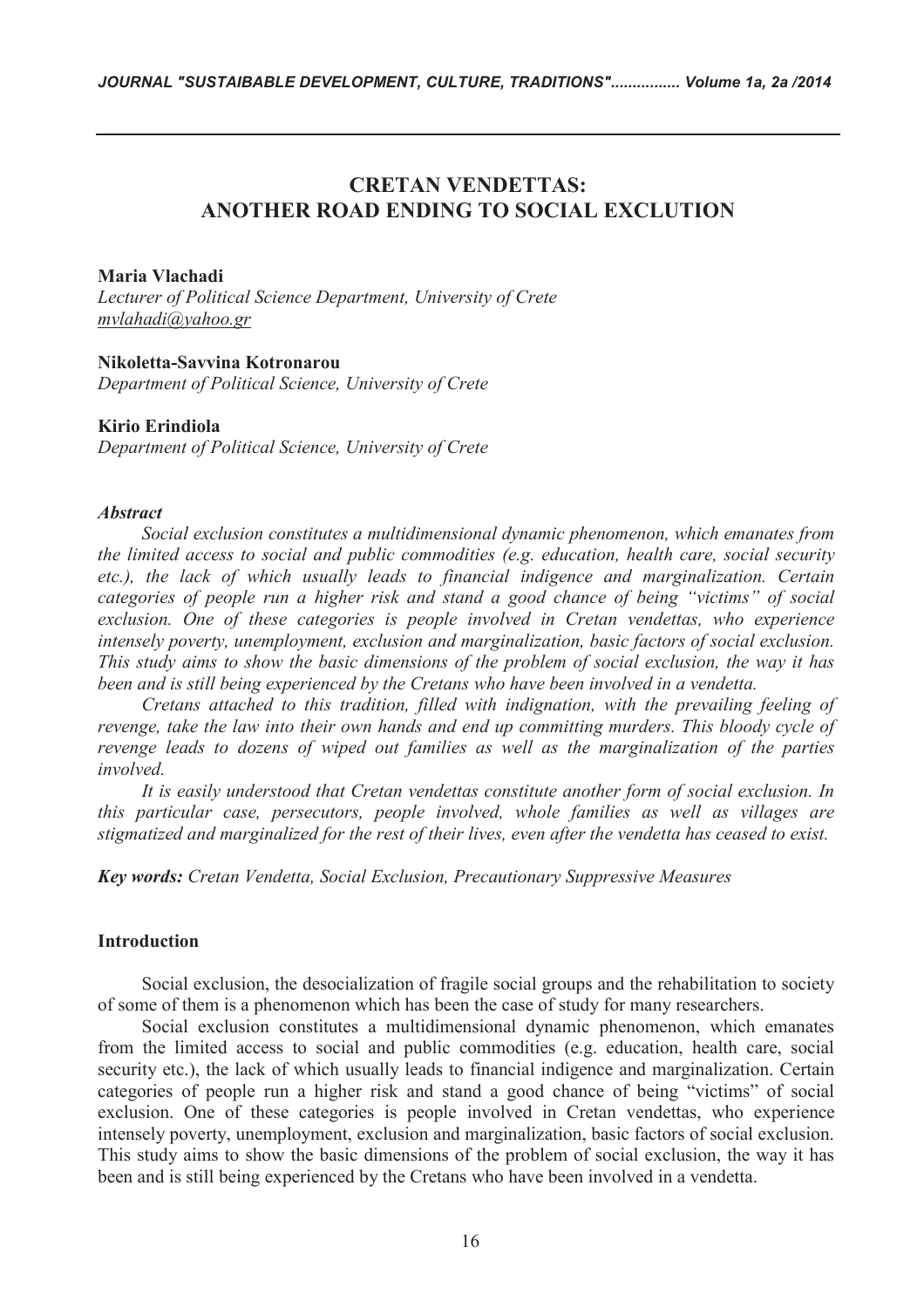# CRETAN VENDETTAS: ANOTHER ROAD ENDING TO SOCIAL EXCLUTION

**Maria Vlachadi**
*Lecturer of Political Science Department, University of Crete*
*mvlahadi@yahoo.gr*

**Nikoletta-Savvina Kotronarou**
*Department of Political Science, University of Crete*

**Kirio Erindiola**
*Department of Political Science, University of Crete*

***Abstract***

*Social exclusion constitutes a multidimensional dynamic phenomenon, which emanates from the limited access to social and public commodities (e.g. education, health care, social security etc.), the lack of which usually leads to financial indigence and marginalization. Certain categories of people run a higher risk and stand a good chance of being "victims" of social exclusion. One of these categories is people involved in Cretan vendettas, who experience intensely poverty, unemployment, exclusion and marginalization, basic factors of social exclusion. This study aims to show the basic dimensions of the problem of social exclusion, the way it has been and is still being experienced by the Cretans who have been involved in a vendetta.*

*Cretans attached to this tradition, filled with indignation, with the prevailing feeling of revenge, take the law into their own hands and end up committing murders. This bloody cycle of revenge leads to dozens of wiped out families as well as the marginalization of the parties involved.*

*It is easily understood that Cretan vendettas constitute another form of social exclusion. In this particular case, persecutors, people involved, whole families as well as villages are stigmatized and marginalized for the rest of their lives, even after the vendetta has ceased to exist.*

***Key words:*** *Cretan Vendetta, Social Exclusion, Precautionary Suppressive Measures*

## Introduction

Social exclusion, the desocialization of fragile social groups and the rehabilitation to society of some of them is a phenomenon which has been the case of study for many researchers.

Social exclusion constitutes a multidimensional dynamic phenomenon, which emanates from the limited access to social and public commodities (e.g. education, health care, social security etc.), the lack of which usually leads to financial indigence and marginalization. Certain categories of people run a higher risk and stand a good chance of being "victims" of social exclusion. One of these categories is people involved in Cretan vendettas, who experience intensely poverty, unemployment, exclusion and marginalization, basic factors of social exclusion. This study aims to show the basic dimensions of the problem of social exclusion, the way it has been and is still being experienced by the Cretans who have been involved in a vendetta.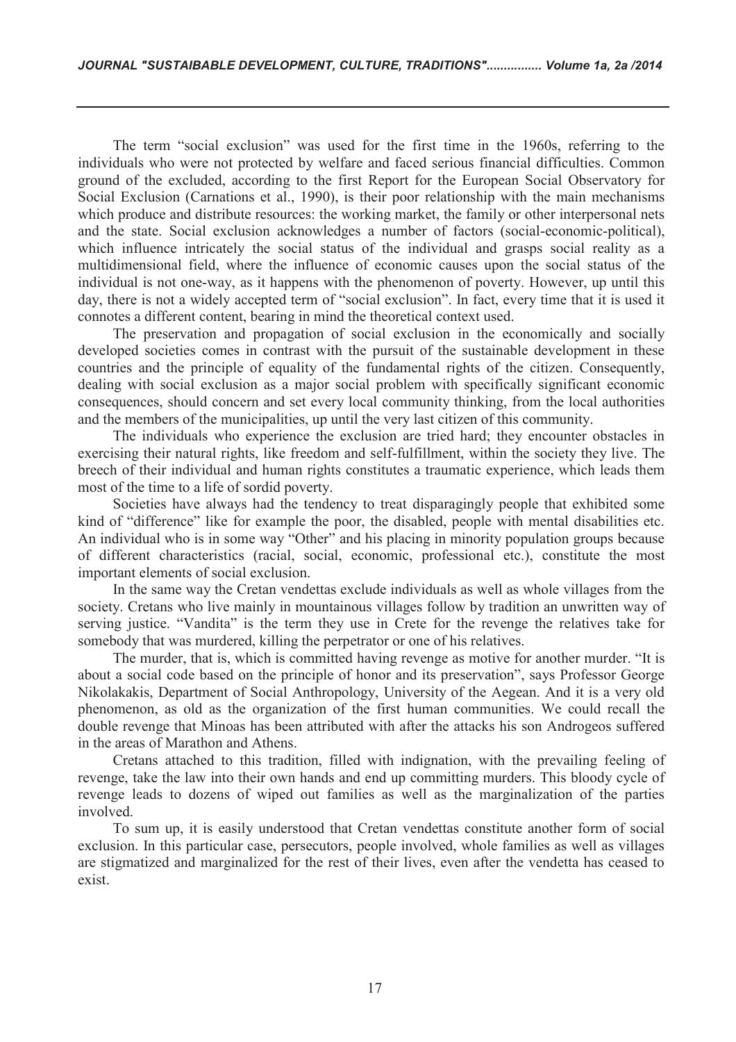The term "social exclusion" was used for the first time in the 1960s, referring to the individuals who were not protected by welfare and faced serious financial difficulties. Common ground of the excluded, according to the first Report for the European Social Observatory for Social Exclusion (Carnations et al., 1990), is their poor relationship with the main mechanisms which produce and distribute resources: the working market, the family or other interpersonal nets and the state. Social exclusion acknowledges a number of factors (social-economic-political), which influence intricately the social status of the individual and grasps social reality as a multidimensional field, where the influence of economic causes upon the social status of the individual is not one-way, as it happens with the phenomenon of poverty. However, up until this day, there is not a widely accepted term of "social exclusion". In fact, every time that it is used it connotes a different content, bearing in mind the theoretical context used.

The preservation and propagation of social exclusion in the economically and socially developed societies comes in contrast with the pursuit of the sustainable development in these countries and the principle of equality of the fundamental rights of the citizen. Consequently, dealing with social exclusion as a major social problem with specifically significant economic consequences, should concern and set every local community thinking, from the local authorities and the members of the municipalities, up until the very last citizen of this community.

The individuals who experience the exclusion are tried hard; they encounter obstacles in exercising their natural rights, like freedom and self-fulfillment, within the society they live. The breech of their individual and human rights constitutes a traumatic experience, which leads them most of the time to a life of sordid poverty.

Societies have always had the tendency to treat disparagingly people that exhibited some kind of "difference" like for example the poor, the disabled, people with mental disabilities etc. An individual who is in some way "Other" and his placing in minority population groups because of different characteristics (racial, social, economic, professional etc.), constitute the most important elements of social exclusion.

In the same way the Cretan vendettas exclude individuals as well as whole villages from the society. Cretans who live mainly in mountainous villages follow by tradition an unwritten way of serving justice. "Vandita" is the term they use in Crete for the revenge the relatives take for somebody that was murdered, killing the perpetrator or one of his relatives.

The murder, that is, which is committed having revenge as motive for another murder. "It is about a social code based on the principle of honor and its preservation", says Professor George Nikolakakis, Department of Social Anthropology, University of the Aegean. And it is a very old phenomenon, as old as the organization of the first human communities. We could recall the double revenge that Minoas has been attributed with after the attacks his son Androgeos suffered in the areas of Marathon and Athens.

Cretans attached to this tradition, filled with indignation, with the prevailing feeling of revenge, take the law into their own hands and end up committing murders. This bloody cycle of revenge leads to dozens of wiped out families as well as the marginalization of the parties involved.

To sum up, it is easily understood that Cretan vendettas constitute another form of social exclusion. In this particular case, persecutors, people involved, whole families as well as villages are stigmatized and marginalized for the rest of their lives, even after the vendetta has ceased to exist.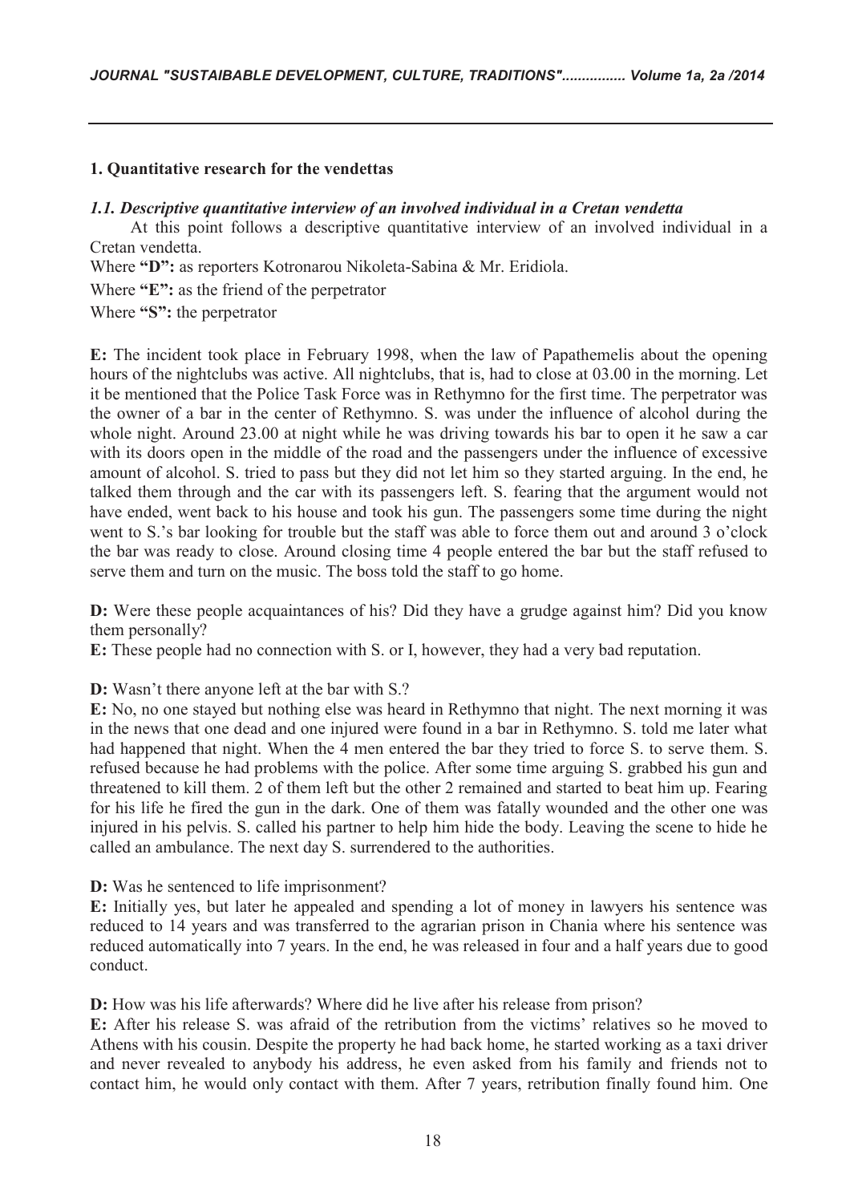## 1. Quantitative research for the vendettas

### *1.1. Descriptive quantitative interview of an involved individual in a Cretan vendetta*

At this point follows a descriptive quantitative interview of an involved individual in a Cretan vendetta.

Where **"D":** as reporters Kotronarou Nikoleta-Sabina & Mr. Eridiola.

Where **"E":** as the friend of the perpetrator

Where **"S":** the perpetrator

**E:** The incident took place in February 1998, when the law of Papathemelis about the opening hours of the nightclubs was active. All nightclubs, that is, had to close at 03.00 in the morning. Let it be mentioned that the Police Task Force was in Rethymno for the first time. The perpetrator was the owner of a bar in the center of Rethymno. S. was under the influence of alcohol during the whole night. Around 23.00 at night while he was driving towards his bar to open it he saw a car with its doors open in the middle of the road and the passengers under the influence of excessive amount of alcohol. S. tried to pass but they did not let him so they started arguing. In the end, he talked them through and the car with its passengers left. S. fearing that the argument would not have ended, went back to his house and took his gun. The passengers some time during the night went to S.'s bar looking for trouble but the staff was able to force them out and around 3 o'clock the bar was ready to close. Around closing time 4 people entered the bar but the staff refused to serve them and turn on the music. The boss told the staff to go home.

**D:** Were these people acquaintances of his? Did they have a grudge against him? Did you know them personally?

**E:** These people had no connection with S. or I, however, they had a very bad reputation.

**D:** Wasn't there anyone left at the bar with S.?

**E:** No, no one stayed but nothing else was heard in Rethymno that night. The next morning it was in the news that one dead and one injured were found in a bar in Rethymno. S. told me later what had happened that night. When the 4 men entered the bar they tried to force S. to serve them. S. refused because he had problems with the police. After some time arguing S. grabbed his gun and threatened to kill them. 2 of them left but the other 2 remained and started to beat him up. Fearing for his life he fired the gun in the dark. One of them was fatally wounded and the other one was injured in his pelvis. S. called his partner to help him hide the body. Leaving the scene to hide he called an ambulance. The next day S. surrendered to the authorities.

**D:** Was he sentenced to life imprisonment?

**E:** Initially yes, but later he appealed and spending a lot of money in lawyers his sentence was reduced to 14 years and was transferred to the agrarian prison in Chania where his sentence was reduced automatically into 7 years. In the end, he was released in four and a half years due to good conduct.

**D:** How was his life afterwards? Where did he live after his release from prison?

**E:** After his release S. was afraid of the retribution from the victims' relatives so he moved to Athens with his cousin. Despite the property he had back home, he started working as a taxi driver and never revealed to anybody his address, he even asked from his family and friends not to contact him, he would only contact with them. After 7 years, retribution finally found him. One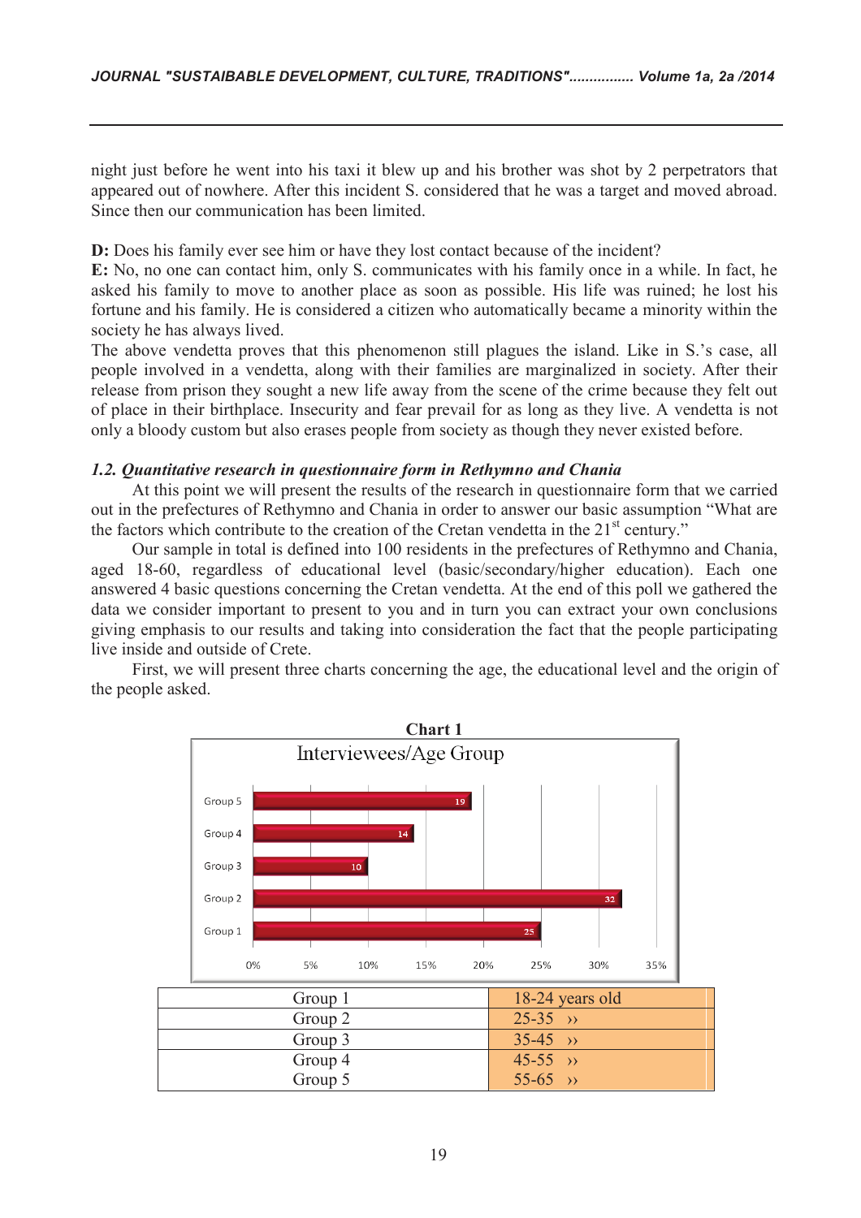night just before he went into his taxi it blew up and his brother was shot by 2 perpetrators that appeared out of nowhere. After this incident S. considered that he was a target and moved abroad. Since then our communication has been limited.

**D:** Does his family ever see him or have they lost contact because of the incident?

**E:** No, no one can contact him, only S. communicates with his family once in a while. In fact, he asked his family to move to another place as soon as possible. His life was ruined; he lost his fortune and his family. He is considered a citizen who automatically became a minority within the society he has always lived.

The above vendetta proves that this phenomenon still plagues the island. Like in S.'s case, all people involved in a vendetta, along with their families are marginalized in society. After their release from prison they sought a new life away from the scene of the crime because they felt out of place in their birthplace. Insecurity and fear prevail for as long as they live. A vendetta is not only a bloody custom but also erases people from society as though they never existed before.

### *1.2. Quantitative research in questionnaire form in Rethymno and Chania*

At this point we will present the results of the research in questionnaire form that we carried out in the prefectures of Rethymno and Chania in order to answer our basic assumption "What are the factors which contribute to the creation of the Cretan vendetta in the 21st century."

Our sample in total is defined into 100 residents in the prefectures of Rethymno and Chania, aged 18-60, regardless of educational level (basic/secondary/higher education). Each one answered 4 basic questions concerning the Cretan vendetta. At the end of this poll we gathered the data we consider important to present to you and in turn you can extract your own conclusions giving emphasis to our results and taking into consideration the fact that the people participating live inside and outside of Crete.

First, we will present three charts concerning the age, the educational level and the origin of the people asked.

**Chart 1**

Interviewees/Age Group

| Group | % |
|---|---|
| Group 5 | 19 |
| Group 4 | 14 |
| Group 3 | 10 |
| Group 2 | 32 |
| Group 1 | 25 |

| Group | Age |
|---|---|
| Group 1 | 18-24 years old |
| Group 2 | 25-35 ›› |
| Group 3 | 35-45 ›› |
| Group 4 | 45-55 ›› |
| Group 5 | 55-65 ›› |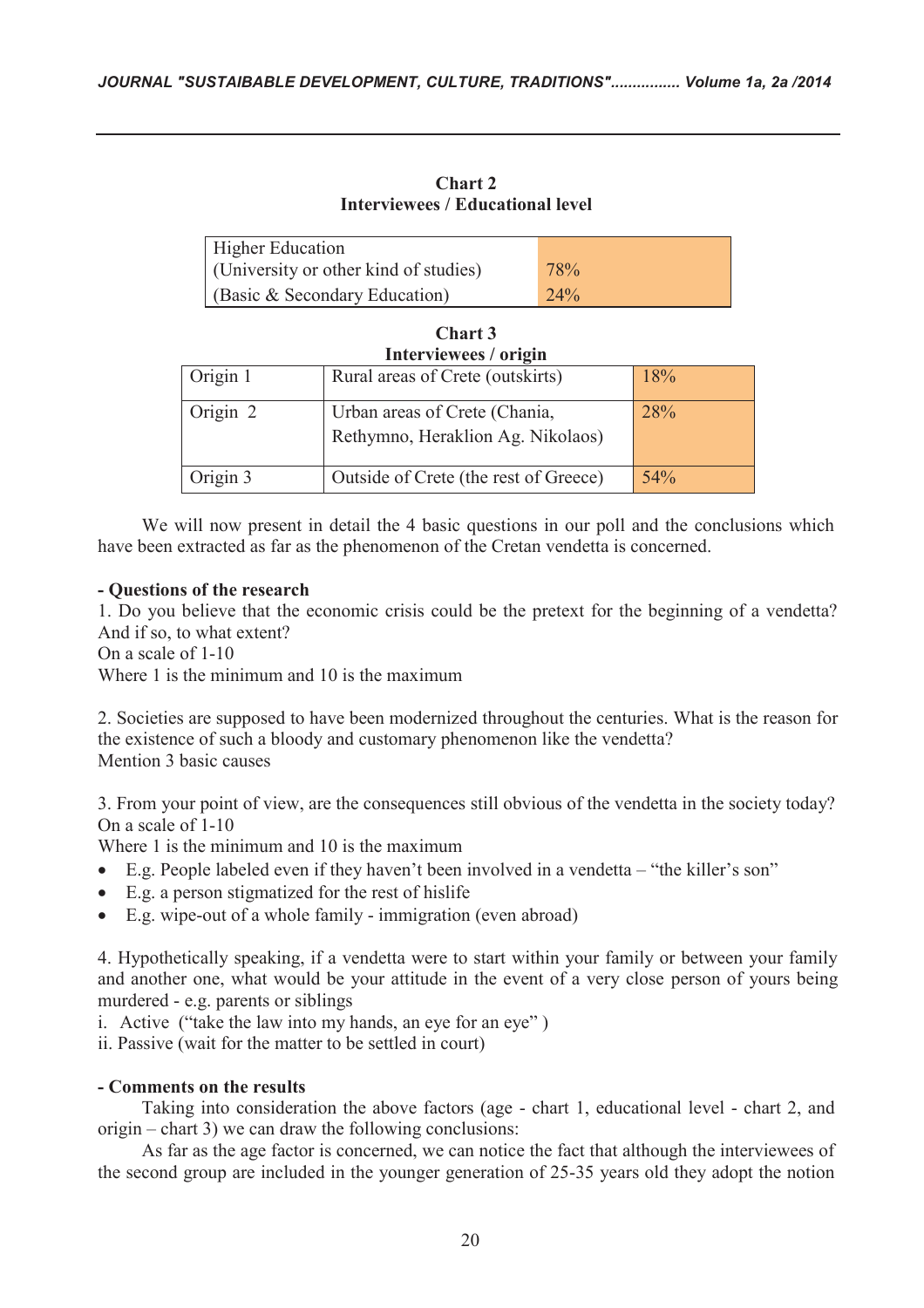**Chart 2**
**Interviewees / Educational level**

| Higher Education (University or other kind of studies) | 78% |
|---|---|
| (Basic & Secondary Education) | 24% |

**Chart 3**
**Interviewees / origin**

| Origin 1 | Rural areas of Crete (outskirts) | 18% |
|---|---|---|
| Origin 2 | Urban areas of Crete (Chania, Rethymno, Heraklion Ag. Nikolaos) | 28% |
| Origin 3 | Outside of Crete (the rest of Greece) | 54% |

We will now present in detail the 4 basic questions in our poll and the conclusions which have been extracted as far as the phenomenon of the Cretan vendetta is concerned.

**- Questions of the research**

1. Do you believe that the economic crisis could be the pretext for the beginning of a vendetta? And if so, to what extent?
On a scale of 1-10
Where 1 is the minimum and 10 is the maximum

2. Societies are supposed to have been modernized throughout the centuries. What is the reason for the existence of such a bloody and customary phenomenon like the vendetta?
Mention 3 basic causes

3. From your point of view, are the consequences still obvious of the vendetta in the society today?
On a scale of 1-10
Where 1 is the minimum and 10 is the maximum

- E.g. People labeled even if they haven't been involved in a vendetta – "the killer's son"
- E.g. a person stigmatized for the rest of hislife
- E.g. wipe-out of a whole family - immigration (even abroad)

4. Hypothetically speaking, if a vendetta were to start within your family or between your family and another one, what would be your attitude in the event of a very close person of yours being murdered - e.g. parents or siblings

i. Active ("take the law into my hands, an eye for an eye")
ii. Passive (wait for the matter to be settled in court)

**- Comments on the results**

Taking into consideration the above factors (age - chart 1, educational level - chart 2, and origin – chart 3) we can draw the following conclusions:

As far as the age factor is concerned, we can notice the fact that although the interviewees of the second group are included in the younger generation of 25-35 years old they adopt the notion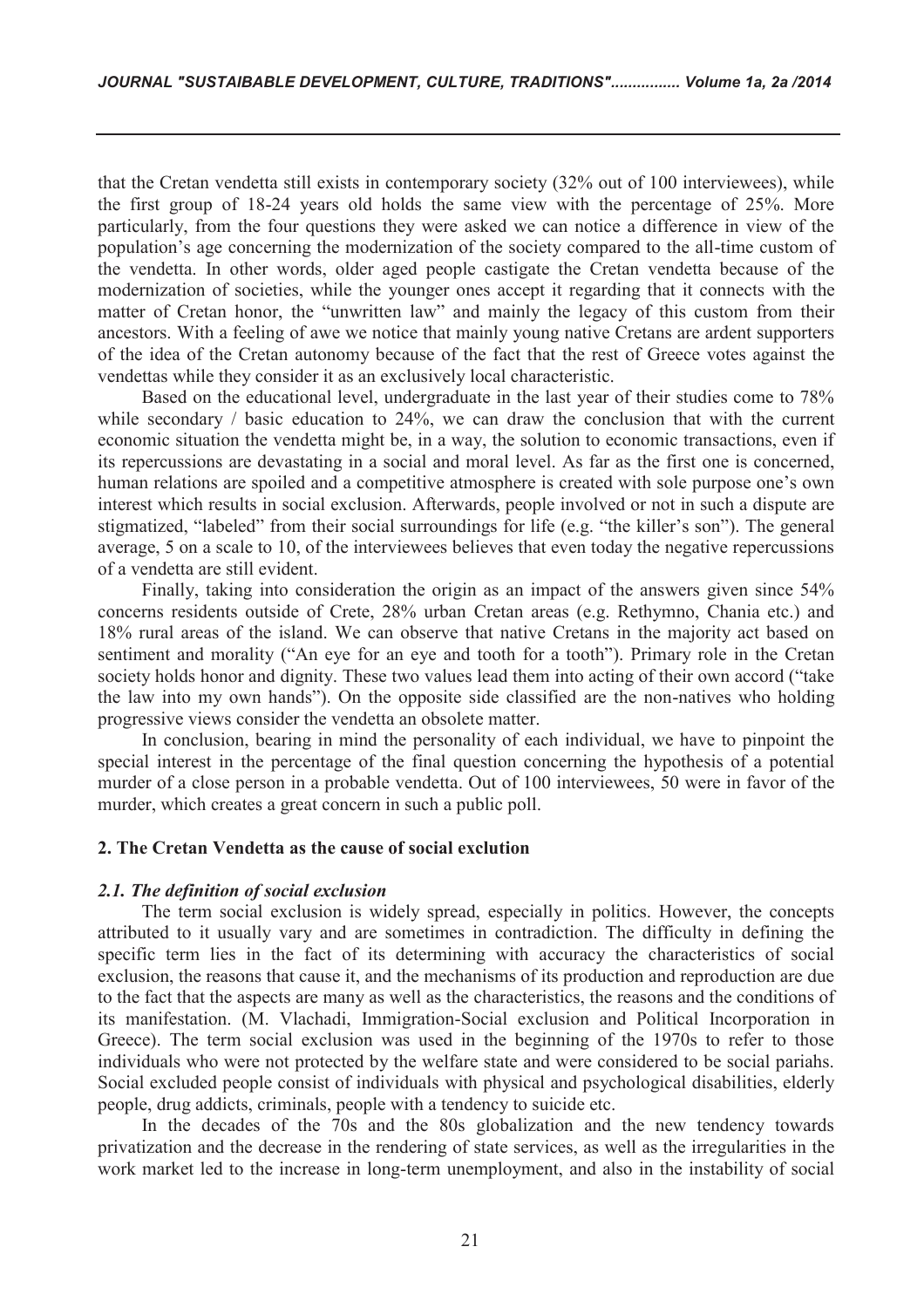that the Cretan vendetta still exists in contemporary society (32% out of 100 interviewees), while the first group of 18-24 years old holds the same view with the percentage of 25%. More particularly, from the four questions they were asked we can notice a difference in view of the population's age concerning the modernization of the society compared to the all-time custom of the vendetta. In other words, older aged people castigate the Cretan vendetta because of the modernization of societies, while the younger ones accept it regarding that it connects with the matter of Cretan honor, the "unwritten law" and mainly the legacy of this custom from their ancestors. With a feeling of awe we notice that mainly young native Cretans are ardent supporters of the idea of the Cretan autonomy because of the fact that the rest of Greece votes against the vendettas while they consider it as an exclusively local characteristic.

Based on the educational level, undergraduate in the last year of their studies come to 78% while secondary / basic education to 24%, we can draw the conclusion that with the current economic situation the vendetta might be, in a way, the solution to economic transactions, even if its repercussions are devastating in a social and moral level. As far as the first one is concerned, human relations are spoiled and a competitive atmosphere is created with sole purpose one's own interest which results in social exclusion. Afterwards, people involved or not in such a dispute are stigmatized, "labeled" from their social surroundings for life (e.g. "the killer's son"). The general average, 5 on a scale to 10, of the interviewees believes that even today the negative repercussions of a vendetta are still evident.

Finally, taking into consideration the origin as an impact of the answers given since 54% concerns residents outside of Crete, 28% urban Cretan areas (e.g. Rethymno, Chania etc.) and 18% rural areas of the island. We can observe that native Cretans in the majority act based on sentiment and morality ("An eye for an eye and tooth for a tooth"). Primary role in the Cretan society holds honor and dignity. These two values lead them into acting of their own accord ("take the law into my own hands"). On the opposite side classified are the non-natives who holding progressive views consider the vendetta an obsolete matter.

In conclusion, bearing in mind the personality of each individual, we have to pinpoint the special interest in the percentage of the final question concerning the hypothesis of a potential murder of a close person in a probable vendetta. Out of 100 interviewees, 50 were in favor of the murder, which creates a great concern in such a public poll.

## 2. The Cretan Vendetta as the cause of social exclution

### *2.1. The definition of social exclusion*

The term social exclusion is widely spread, especially in politics. However, the concepts attributed to it usually vary and are sometimes in contradiction. The difficulty in defining the specific term lies in the fact of its determining with accuracy the characteristics of social exclusion, the reasons that cause it, and the mechanisms of its production and reproduction are due to the fact that the aspects are many as well as the characteristics, the reasons and the conditions of its manifestation. (M. Vlachadi, Immigration-Social exclusion and Political Incorporation in Greece). The term social exclusion was used in the beginning of the 1970s to refer to those individuals who were not protected by the welfare state and were considered to be social pariahs. Social excluded people consist of individuals with physical and psychological disabilities, elderly people, drug addicts, criminals, people with a tendency to suicide etc.

In the decades of the 70s and the 80s globalization and the new tendency towards privatization and the decrease in the rendering of state services, as well as the irregularities in the work market led to the increase in long-term unemployment, and also in the instability of social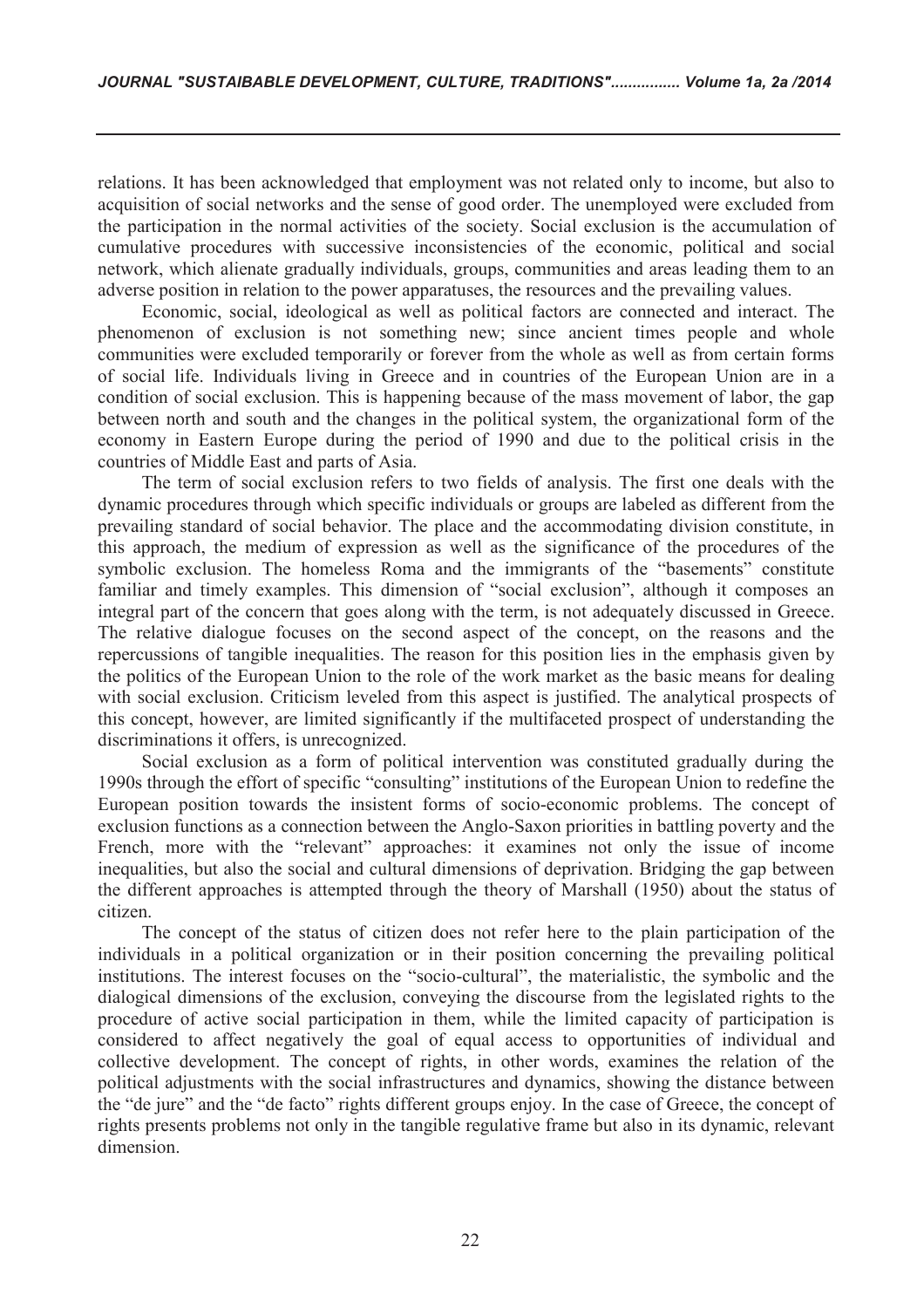relations. It has been acknowledged that employment was not related only to income, but also to acquisition of social networks and the sense of good order. The unemployed were excluded from the participation in the normal activities of the society. Social exclusion is the accumulation of cumulative procedures with successive inconsistencies of the economic, political and social network, which alienate gradually individuals, groups, communities and areas leading them to an adverse position in relation to the power apparatuses, the resources and the prevailing values.

Economic, social, ideological as well as political factors are connected and interact. The phenomenon of exclusion is not something new; since ancient times people and whole communities were excluded temporarily or forever from the whole as well as from certain forms of social life. Individuals living in Greece and in countries of the European Union are in a condition of social exclusion. This is happening because of the mass movement of labor, the gap between north and south and the changes in the political system, the organizational form of the economy in Eastern Europe during the period of 1990 and due to the political crisis in the countries of Middle East and parts of Asia.

The term of social exclusion refers to two fields of analysis. The first one deals with the dynamic procedures through which specific individuals or groups are labeled as different from the prevailing standard of social behavior. The place and the accommodating division constitute, in this approach, the medium of expression as well as the significance of the procedures of the symbolic exclusion. The homeless Roma and the immigrants of the "basements" constitute familiar and timely examples. This dimension of "social exclusion", although it composes an integral part of the concern that goes along with the term, is not adequately discussed in Greece. The relative dialogue focuses on the second aspect of the concept, on the reasons and the repercussions of tangible inequalities. The reason for this position lies in the emphasis given by the politics of the European Union to the role of the work market as the basic means for dealing with social exclusion. Criticism leveled from this aspect is justified. The analytical prospects of this concept, however, are limited significantly if the multifaceted prospect of understanding the discriminations it offers, is unrecognized.

Social exclusion as a form of political intervention was constituted gradually during the 1990s through the effort of specific "consulting" institutions of the European Union to redefine the European position towards the insistent forms of socio-economic problems. The concept of exclusion functions as a connection between the Anglo-Saxon priorities in battling poverty and the French, more with the "relevant" approaches: it examines not only the issue of income inequalities, but also the social and cultural dimensions of deprivation. Bridging the gap between the different approaches is attempted through the theory of Marshall (1950) about the status of citizen.

The concept of the status of citizen does not refer here to the plain participation of the individuals in a political organization or in their position concerning the prevailing political institutions. The interest focuses on the "socio-cultural", the materialistic, the symbolic and the dialogical dimensions of the exclusion, conveying the discourse from the legislated rights to the procedure of active social participation in them, while the limited capacity of participation is considered to affect negatively the goal of equal access to opportunities of individual and collective development. The concept of rights, in other words, examines the relation of the political adjustments with the social infrastructures and dynamics, showing the distance between the "de jure" and the "de facto" rights different groups enjoy. In the case of Greece, the concept of rights presents problems not only in the tangible regulative frame but also in its dynamic, relevant dimension.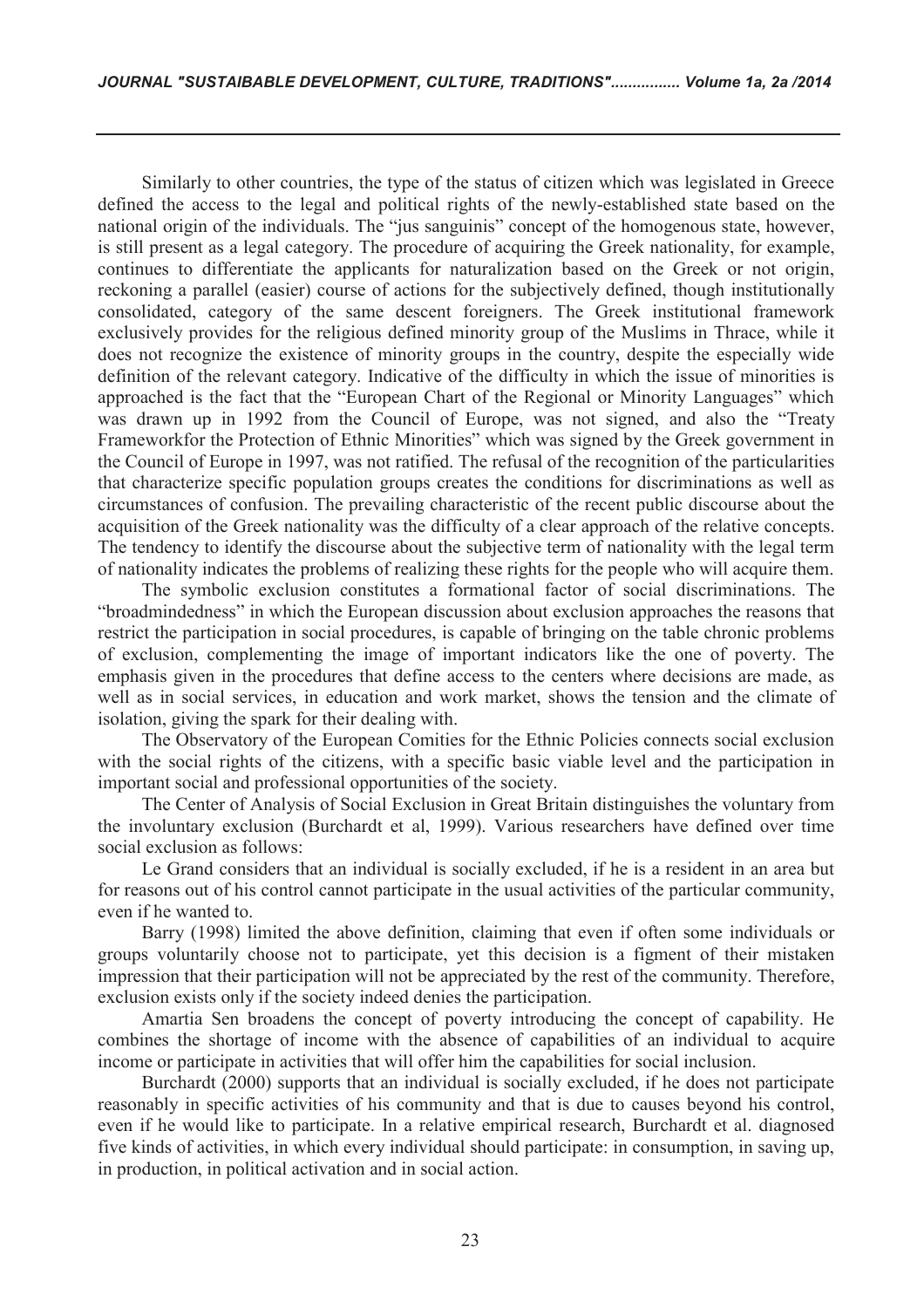Similarly to other countries, the type of the status of citizen which was legislated in Greece defined the access to the legal and political rights of the newly-established state based on the national origin of the individuals. The "jus sanguinis" concept of the homogenous state, however, is still present as a legal category. The procedure of acquiring the Greek nationality, for example, continues to differentiate the applicants for naturalization based on the Greek or not origin, reckoning a parallel (easier) course of actions for the subjectively defined, though institutionally consolidated, category of the same descent foreigners. The Greek institutional framework exclusively provides for the religious defined minority group of the Muslims in Thrace, while it does not recognize the existence of minority groups in the country, despite the especially wide definition of the relevant category. Indicative of the difficulty in which the issue of minorities is approached is the fact that the "European Chart of the Regional or Minority Languages" which was drawn up in 1992 from the Council of Europe, was not signed, and also the "Treaty Frameworkfor the Protection of Ethnic Minorities" which was signed by the Greek government in the Council of Europe in 1997, was not ratified. The refusal of the recognition of the particularities that characterize specific population groups creates the conditions for discriminations as well as circumstances of confusion. The prevailing characteristic of the recent public discourse about the acquisition of the Greek nationality was the difficulty of a clear approach of the relative concepts. The tendency to identify the discourse about the subjective term of nationality with the legal term of nationality indicates the problems of realizing these rights for the people who will acquire them.

The symbolic exclusion constitutes a formational factor of social discriminations. The "broadmindedness" in which the European discussion about exclusion approaches the reasons that restrict the participation in social procedures, is capable of bringing on the table chronic problems of exclusion, complementing the image of important indicators like the one of poverty. The emphasis given in the procedures that define access to the centers where decisions are made, as well as in social services, in education and work market, shows the tension and the climate of isolation, giving the spark for their dealing with.

The Observatory of the European Comities for the Ethnic Policies connects social exclusion with the social rights of the citizens, with a specific basic viable level and the participation in important social and professional opportunities of the society.

The Center of Analysis of Social Exclusion in Great Britain distinguishes the voluntary from the involuntary exclusion (Burchardt et al, 1999). Various researchers have defined over time social exclusion as follows:

Le Grand considers that an individual is socially excluded, if he is a resident in an area but for reasons out of his control cannot participate in the usual activities of the particular community, even if he wanted to.

Barry (1998) limited the above definition, claiming that even if often some individuals or groups voluntarily choose not to participate, yet this decision is a figment of their mistaken impression that their participation will not be appreciated by the rest of the community. Therefore, exclusion exists only if the society indeed denies the participation.

Amartia Sen broadens the concept of poverty introducing the concept of capability. He combines the shortage of income with the absence of capabilities of an individual to acquire income or participate in activities that will offer him the capabilities for social inclusion.

Burchardt (2000) supports that an individual is socially excluded, if he does not participate reasonably in specific activities of his community and that is due to causes beyond his control, even if he would like to participate. In a relative empirical research, Burchardt et al. diagnosed five kinds of activities, in which every individual should participate: in consumption, in saving up, in production, in political activation and in social action.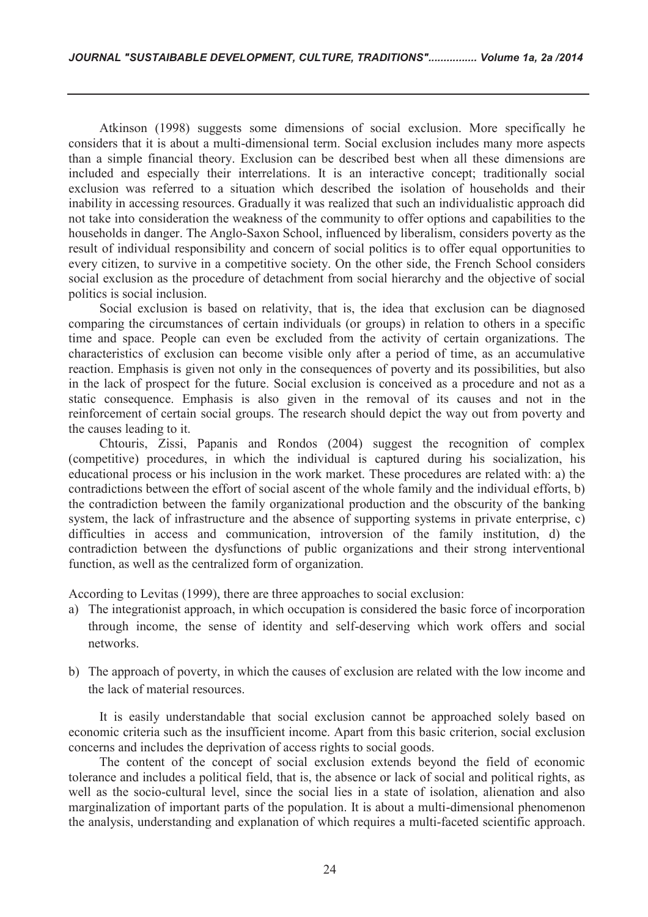Atkinson (1998) suggests some dimensions of social exclusion. More specifically he considers that it is about a multi-dimensional term. Social exclusion includes many more aspects than a simple financial theory. Exclusion can be described best when all these dimensions are included and especially their interrelations. It is an interactive concept; traditionally social exclusion was referred to a situation which described the isolation of households and their inability in accessing resources. Gradually it was realized that such an individualistic approach did not take into consideration the weakness of the community to offer options and capabilities to the households in danger. The Anglo-Saxon School, influenced by liberalism, considers poverty as the result of individual responsibility and concern of social politics is to offer equal opportunities to every citizen, to survive in a competitive society. On the other side, the French School considers social exclusion as the procedure of detachment from social hierarchy and the objective of social politics is social inclusion.

Social exclusion is based on relativity, that is, the idea that exclusion can be diagnosed comparing the circumstances of certain individuals (or groups) in relation to others in a specific time and space. People can even be excluded from the activity of certain organizations. The characteristics of exclusion can become visible only after a period of time, as an accumulative reaction. Emphasis is given not only in the consequences of poverty and its possibilities, but also in the lack of prospect for the future. Social exclusion is conceived as a procedure and not as a static consequence. Emphasis is also given in the removal of its causes and not in the reinforcement of certain social groups. The research should depict the way out from poverty and the causes leading to it.

Chtouris, Zissi, Papanis and Rondos (2004) suggest the recognition of complex (competitive) procedures, in which the individual is captured during his socialization, his educational process or his inclusion in the work market. These procedures are related with: a) the contradictions between the effort of social ascent of the whole family and the individual efforts, b) the contradiction between the family organizational production and the obscurity of the banking system, the lack of infrastructure and the absence of supporting systems in private enterprise, c) difficulties in access and communication, introversion of the family institution, d) the contradiction between the dysfunctions of public organizations and their strong interventional function, as well as the centralized form of organization.

According to Levitas (1999), there are three approaches to social exclusion:

a) The integrationist approach, in which occupation is considered the basic force of incorporation through income, the sense of identity and self-deserving which work offers and social networks.

b) The approach of poverty, in which the causes of exclusion are related with the low income and the lack of material resources.

It is easily understandable that social exclusion cannot be approached solely based on economic criteria such as the insufficient income. Apart from this basic criterion, social exclusion concerns and includes the deprivation of access rights to social goods.

The content of the concept of social exclusion extends beyond the field of economic tolerance and includes a political field, that is, the absence or lack of social and political rights, as well as the socio-cultural level, since the social lies in a state of isolation, alienation and also marginalization of important parts of the population. It is about a multi-dimensional phenomenon the analysis, understanding and explanation of which requires a multi-faceted scientific approach.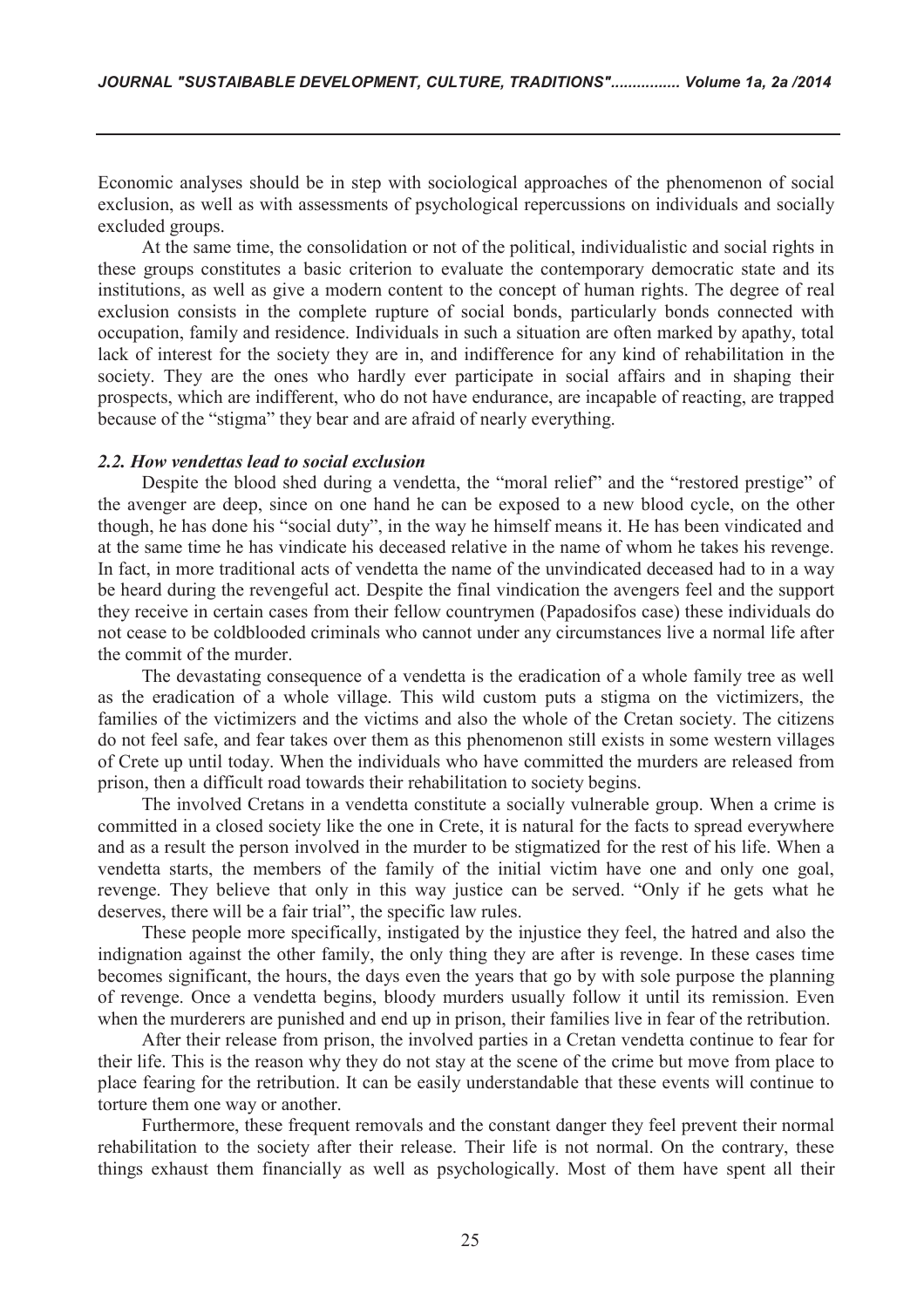Economic analyses should be in step with sociological approaches of the phenomenon of social exclusion, as well as with assessments of psychological repercussions on individuals and socially excluded groups.

At the same time, the consolidation or not of the political, individualistic and social rights in these groups constitutes a basic criterion to evaluate the contemporary democratic state and its institutions, as well as give a modern content to the concept of human rights. The degree of real exclusion consists in the complete rupture of social bonds, particularly bonds connected with occupation, family and residence. Individuals in such a situation are often marked by apathy, total lack of interest for the society they are in, and indifference for any kind of rehabilitation in the society. They are the ones who hardly ever participate in social affairs and in shaping their prospects, which are indifferent, who do not have endurance, are incapable of reacting, are trapped because of the "stigma" they bear and are afraid of nearly everything.

### *2.2. How vendettas lead to social exclusion*

Despite the blood shed during a vendetta, the "moral relief" and the "restored prestige" of the avenger are deep, since on one hand he can be exposed to a new blood cycle, on the other though, he has done his "social duty", in the way he himself means it. He has been vindicated and at the same time he has vindicate his deceased relative in the name of whom he takes his revenge. In fact, in more traditional acts of vendetta the name of the unvindicated deceased had to in a way be heard during the revengeful act. Despite the final vindication the avengers feel and the support they receive in certain cases from their fellow countrymen (Papadosifos case) these individuals do not cease to be coldblooded criminals who cannot under any circumstances live a normal life after the commit of the murder.

The devastating consequence of a vendetta is the eradication of a whole family tree as well as the eradication of a whole village. This wild custom puts a stigma on the victimizers, the families of the victimizers and the victims and also the whole of the Cretan society. The citizens do not feel safe, and fear takes over them as this phenomenon still exists in some western villages of Crete up until today. When the individuals who have committed the murders are released from prison, then a difficult road towards their rehabilitation to society begins.

The involved Cretans in a vendetta constitute a socially vulnerable group. When a crime is committed in a closed society like the one in Crete, it is natural for the facts to spread everywhere and as a result the person involved in the murder to be stigmatized for the rest of his life. When a vendetta starts, the members of the family of the initial victim have one and only one goal, revenge. They believe that only in this way justice can be served. "Only if he gets what he deserves, there will be a fair trial", the specific law rules.

These people more specifically, instigated by the injustice they feel, the hatred and also the indignation against the other family, the only thing they are after is revenge. In these cases time becomes significant, the hours, the days even the years that go by with sole purpose the planning of revenge. Once a vendetta begins, bloody murders usually follow it until its remission. Even when the murderers are punished and end up in prison, their families live in fear of the retribution.

After their release from prison, the involved parties in a Cretan vendetta continue to fear for their life. This is the reason why they do not stay at the scene of the crime but move from place to place fearing for the retribution. It can be easily understandable that these events will continue to torture them one way or another.

Furthermore, these frequent removals and the constant danger they feel prevent their normal rehabilitation to the society after their release. Their life is not normal. On the contrary, these things exhaust them financially as well as psychologically. Most of them have spent all their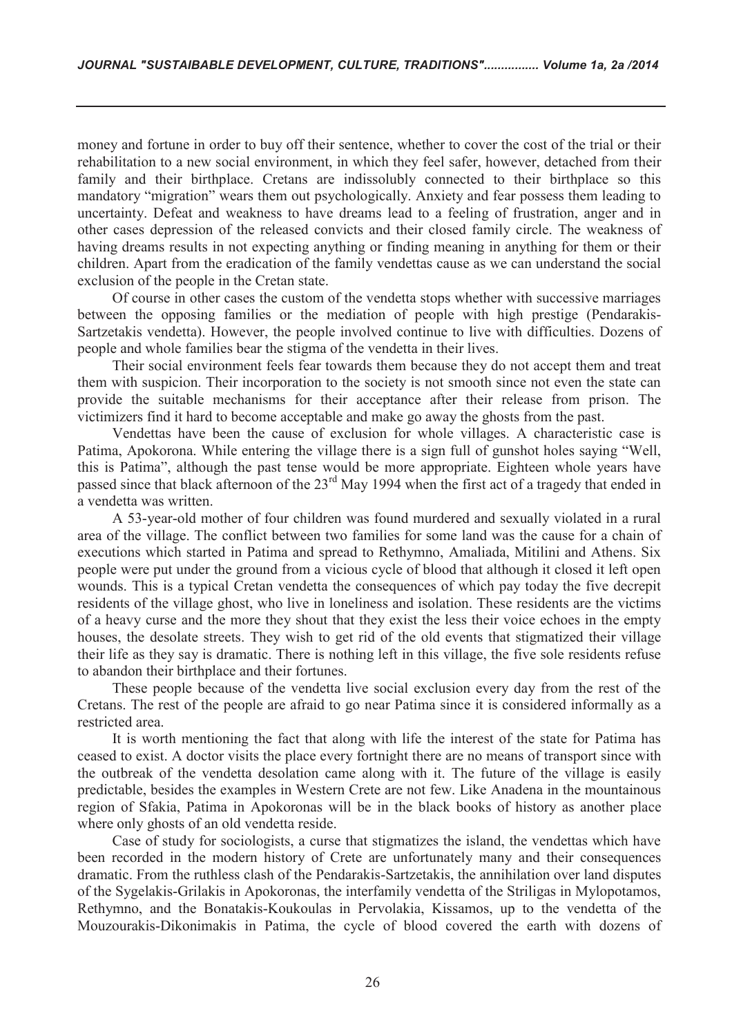money and fortune in order to buy off their sentence, whether to cover the cost of the trial or their rehabilitation to a new social environment, in which they feel safer, however, detached from their family and their birthplace. Cretans are indissolubly connected to their birthplace so this mandatory "migration" wears them out psychologically. Anxiety and fear possess them leading to uncertainty. Defeat and weakness to have dreams lead to a feeling of frustration, anger and in other cases depression of the released convicts and their closed family circle. The weakness of having dreams results in not expecting anything or finding meaning in anything for them or their children. Apart from the eradication of the family vendettas cause as we can understand the social exclusion of the people in the Cretan state.

Of course in other cases the custom of the vendetta stops whether with successive marriages between the opposing families or the mediation of people with high prestige (Pendarakis-Sartzetakis vendetta). However, the people involved continue to live with difficulties. Dozens of people and whole families bear the stigma of the vendetta in their lives.

Their social environment feels fear towards them because they do not accept them and treat them with suspicion. Their incorporation to the society is not smooth since not even the state can provide the suitable mechanisms for their acceptance after their release from prison. The victimizers find it hard to become acceptable and make go away the ghosts from the past.

Vendettas have been the cause of exclusion for whole villages. A characteristic case is Patima, Apokorona. While entering the village there is a sign full of gunshot holes saying "Well, this is Patima", although the past tense would be more appropriate. Eighteen whole years have passed since that black afternoon of the 23rd May 1994 when the first act of a tragedy that ended in a vendetta was written.

A 53-year-old mother of four children was found murdered and sexually violated in a rural area of the village. The conflict between two families for some land was the cause for a chain of executions which started in Patima and spread to Rethymno, Amaliada, Mitilini and Athens. Six people were put under the ground from a vicious cycle of blood that although it closed it left open wounds. This is a typical Cretan vendetta the consequences of which pay today the five decrepit residents of the village ghost, who live in loneliness and isolation. These residents are the victims of a heavy curse and the more they shout that they exist the less their voice echoes in the empty houses, the desolate streets. They wish to get rid of the old events that stigmatized their village their life as they say is dramatic. There is nothing left in this village, the five sole residents refuse to abandon their birthplace and their fortunes.

These people because of the vendetta live social exclusion every day from the rest of the Cretans. The rest of the people are afraid to go near Patima since it is considered informally as a restricted area.

It is worth mentioning the fact that along with life the interest of the state for Patima has ceased to exist. A doctor visits the place every fortnight there are no means of transport since with the outbreak of the vendetta desolation came along with it. The future of the village is easily predictable, besides the examples in Western Crete are not few. Like Anadena in the mountainous region of Sfakia, Patima in Apokoronas will be in the black books of history as another place where only ghosts of an old vendetta reside.

Case of study for sociologists, a curse that stigmatizes the island, the vendettas which have been recorded in the modern history of Crete are unfortunately many and their consequences dramatic. From the ruthless clash of the Pendarakis-Sartzetakis, the annihilation over land disputes of the Sygelakis-Grilakis in Apokoronas, the interfamily vendetta of the Striligas in Mylopotamos, Rethymno, and the Bonatakis-Koukoulas in Pervolakia, Kissamos, up to the vendetta of the Mouzourakis-Dikonimakis in Patima, the cycle of blood covered the earth with dozens of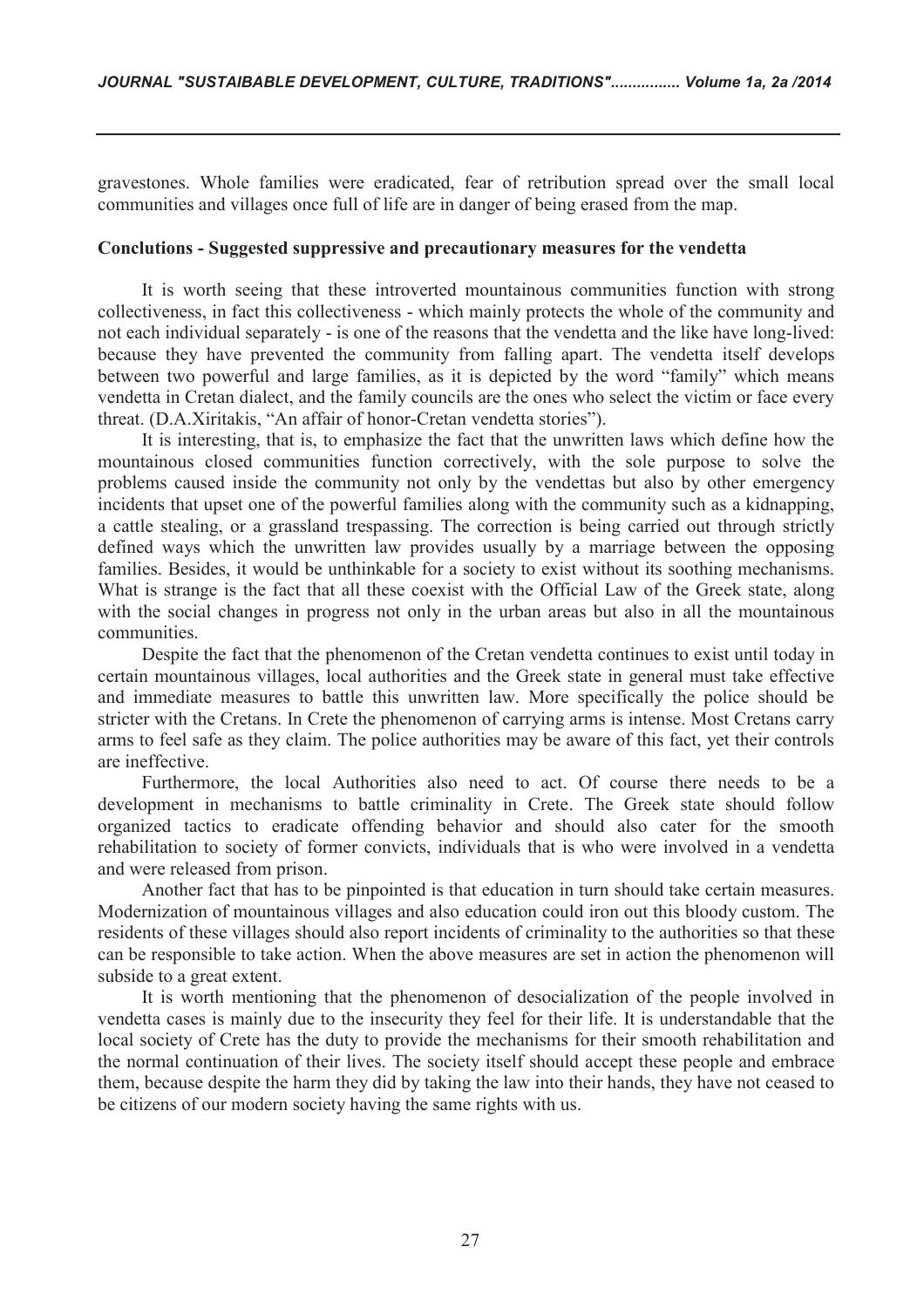gravestones. Whole families were eradicated, fear of retribution spread over the small local communities and villages once full of life are in danger of being erased from the map.

**Conclutions - Suggested suppressive and precautionary measures for the vendetta**

It is worth seeing that these introverted mountainous communities function with strong collectiveness, in fact this collectiveness - which mainly protects the whole of the community and not each individual separately - is one of the reasons that the vendetta and the like have long-lived: because they have prevented the community from falling apart. The vendetta itself develops between two powerful and large families, as it is depicted by the word "family" which means vendetta in Cretan dialect, and the family councils are the ones who select the victim or face every threat. (D.A.Xiritakis, "An affair of honor-Cretan vendetta stories").

It is interesting, that is, to emphasize the fact that the unwritten laws which define how the mountainous closed communities function correctively, with the sole purpose to solve the problems caused inside the community not only by the vendettas but also by other emergency incidents that upset one of the powerful families along with the community such as a kidnapping, a cattle stealing, or a grassland trespassing. The correction is being carried out through strictly defined ways which the unwritten law provides usually by a marriage between the opposing families. Besides, it would be unthinkable for a society to exist without its soothing mechanisms. What is strange is the fact that all these coexist with the Official Law of the Greek state, along with the social changes in progress not only in the urban areas but also in all the mountainous communities.

Despite the fact that the phenomenon of the Cretan vendetta continues to exist until today in certain mountainous villages, local authorities and the Greek state in general must take effective and immediate measures to battle this unwritten law. More specifically the police should be stricter with the Cretans. In Crete the phenomenon of carrying arms is intense. Most Cretans carry arms to feel safe as they claim. The police authorities may be aware of this fact, yet their controls are ineffective.

Furthermore, the local Authorities also need to act. Of course there needs to be a development in mechanisms to battle criminality in Crete. The Greek state should follow organized tactics to eradicate offending behavior and should also cater for the smooth rehabilitation to society of former convicts, individuals that is who were involved in a vendetta and were released from prison.

Another fact that has to be pinpointed is that education in turn should take certain measures. Modernization of mountainous villages and also education could iron out this bloody custom. The residents of these villages should also report incidents of criminality to the authorities so that these can be responsible to take action. When the above measures are set in action the phenomenon will subside to a great extent.

It is worth mentioning that the phenomenon of desocialization of the people involved in vendetta cases is mainly due to the insecurity they feel for their life. It is understandable that the local society of Crete has the duty to provide the mechanisms for their smooth rehabilitation and the normal continuation of their lives. The society itself should accept these people and embrace them, because despite the harm they did by taking the law into their hands, they have not ceased to be citizens of our modern society having the same rights with us.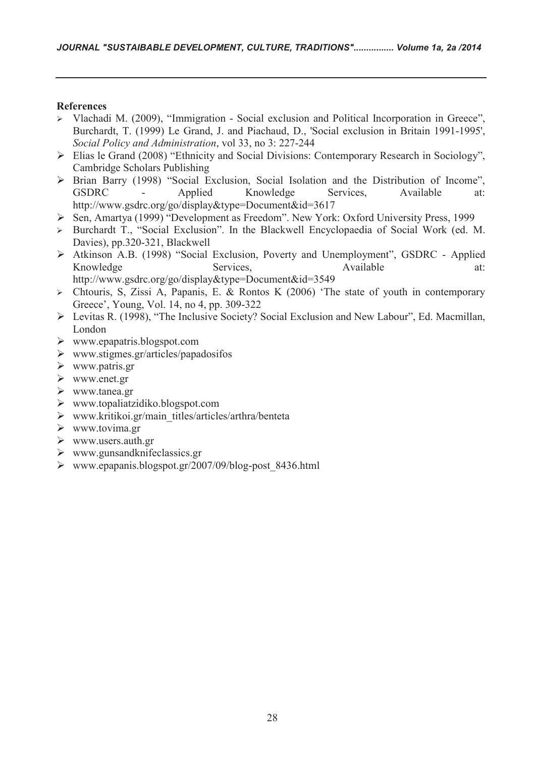**References**

- Vlachadi M. (2009), "Immigration - Social exclusion and Political Incorporation in Greece", Burchardt, T. (1999) Le Grand, J. and Piachaud, D., 'Social exclusion in Britain 1991-1995', *Social Policy and Administration*, vol 33, no 3: 227-244
- Elias le Grand (2008) "Ethnicity and Social Divisions: Contemporary Research in Sociology", Cambridge Scholars Publishing
- Brian Barry (1998) "Social Exclusion, Social Isolation and the Distribution of Income", GSDRC - Applied Knowledge Services, Available at: http://www.gsdrc.org/go/display&type=Document&id=3617
- Sen, Amartya (1999) "Development as Freedom". New York: Oxford University Press, 1999
- Burchardt T., "Social Exclusion". In the Blackwell Encyclopaedia of Social Work (ed. M. Davies), pp.320-321, Blackwell
- Atkinson A.B. (1998) "Social Exclusion, Poverty and Unemployment", GSDRC - Applied Knowledge Services, Available at: http://www.gsdrc.org/go/display&type=Document&id=3549
- Chtouris, S, Zissi A, Papanis, E. & Rontos K (2006) 'The state of youth in contemporary Greece', Young, Vol. 14, no 4, pp. 309-322
- Levitas R. (1998), "The Inclusive Society? Social Exclusion and New Labour", Ed. Macmillan, London
- www.epapatris.blogspot.com
- www.stigmes.gr/articles/papadosifos
- www.patris.gr
- www.enet.gr
- www.tanea.gr
- www.topaliatzidiko.blogspot.com
- www.kritikoi.gr/main_titles/articles/arthra/benteta
- www.tovima.gr
- www.users.auth.gr
- www.gunsandknifeclassics.gr
- www.epapanis.blogspot.gr/2007/09/blog-post_8436.html